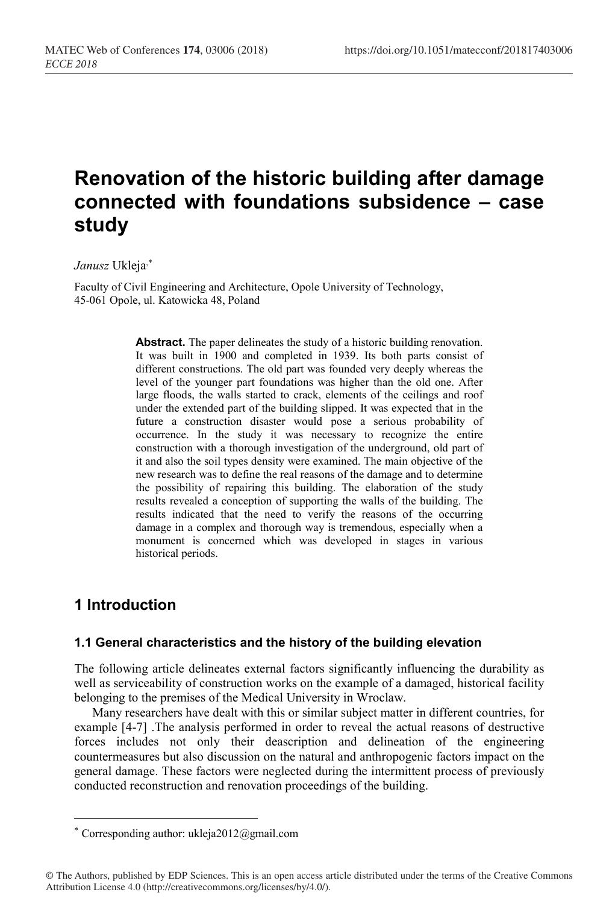# Renovation of the historic building after damage connected with foundations subsidence – case study

*Janusz* Ukleja[*]

Faculty of Civil Engineering and Architecture, Opole University of Technology, 45-061 Opole, ul. Katowicka 48, Poland

**Abstract.** The paper delineates the study of a historic building renovation. It was built in 1900 and completed in 1939. Its both parts consist of different constructions. The old part was founded very deeply whereas the level of the younger part foundations was higher than the old one. After large floods, the walls started to crack, elements of the ceilings and roof under the extended part of the building slipped. It was expected that in the future a construction disaster would pose a serious probability of occurrence. In the study it was necessary to recognize the entire construction with a thorough investigation of the underground, old part of it and also the soil types density were examined. The main objective of the new research was to define the real reasons of the damage and to determine the possibility of repairing this building. The elaboration of the study results revealed a conception of supporting the walls of the building. The results indicated that the need to verify the reasons of the occurring damage in a complex and thorough way is tremendous, especially when a monument is concerned which was developed in stages in various historical periods.

## 1 Introduction

### 1.1 General characteristics and the history of the building elevation

The following article delineates external factors significantly influencing the durability as well as serviceability of construction works on the example of a damaged, historical facility belonging to the premises of the Medical University in Wroclaw.

Many researchers have dealt with this or similar subject matter in different countries, for example [4-7] .The analysis performed in order to reveal the actual reasons of destructive forces includes not only their deascription and delineation of the engineering countermeasures but also discussion on the natural and anthropogenic factors impact on the general damage. These factors were neglected during the intermittent process of previously conducted reconstruction and renovation proceedings of the building.

---

[*] Corresponding author: ukleja2012@gmail.com

© The Authors, published by EDP Sciences. This is an open access article distributed under the terms of the Creative Commons Attribution License 4.0 (http://creativecommons.org/licenses/by/4.0/).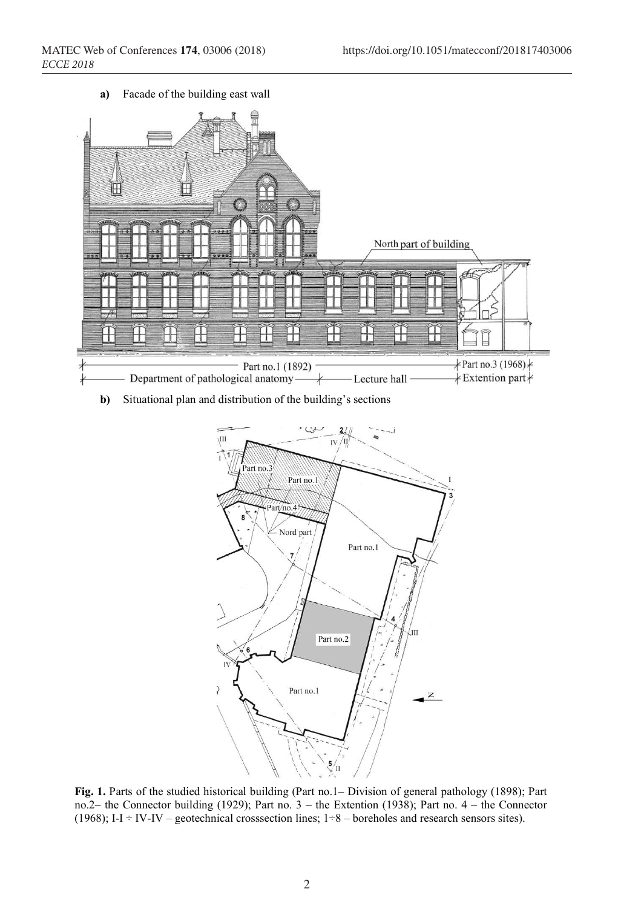**a)** Facade of the building east wall

**b)** Situational plan and distribution of the building's sections

**Fig. 1.** Parts of the studied historical building (Part no.1– Division of general pathology (1898); Part no.2– the Connector building (1929); Part no. 3 – the Extention (1938); Part no. 4 – the Connector (1968); I-I ÷ IV-IV – geotechnical crosssection lines; 1÷8 – boreholes and research sensors sites).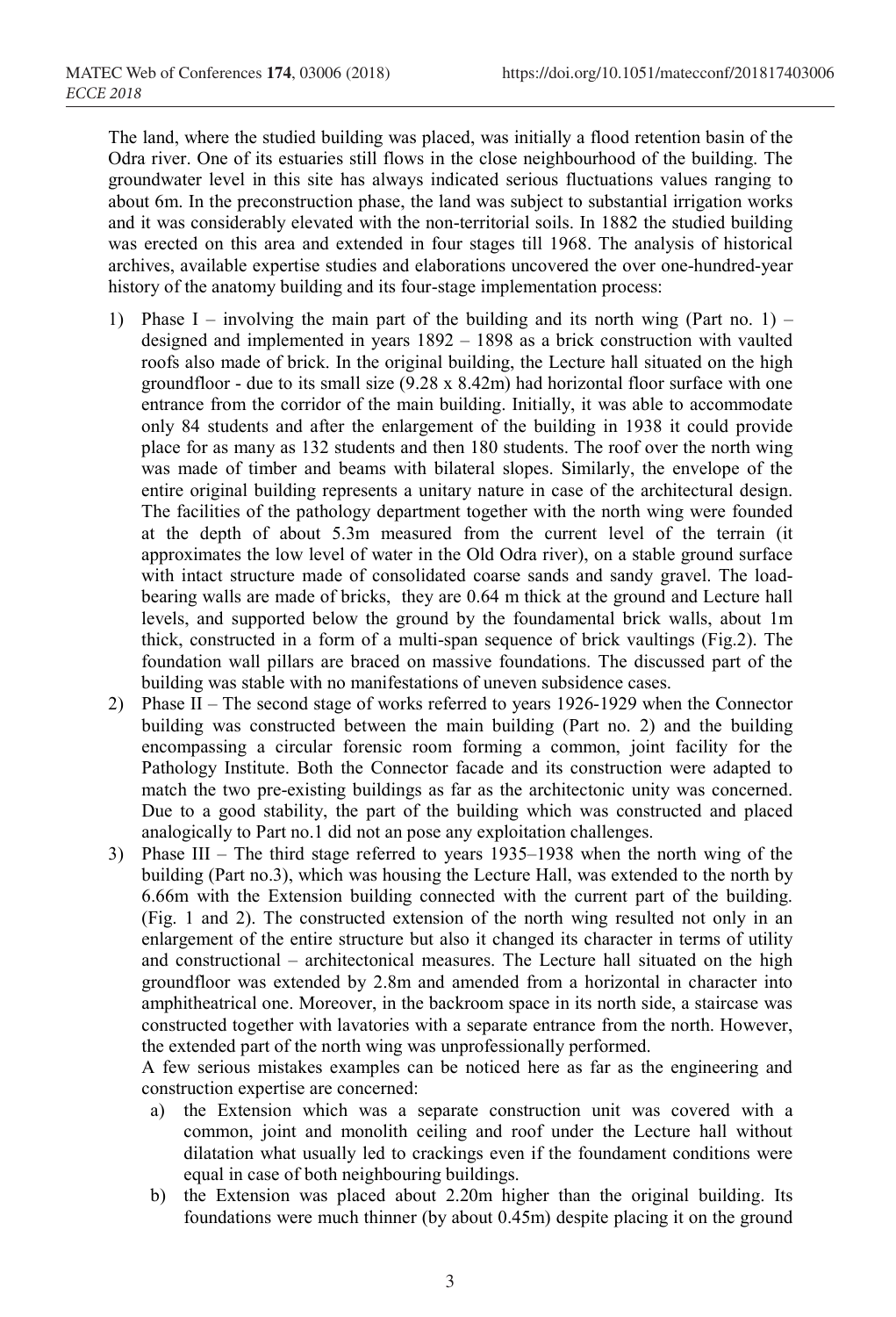The land, where the studied building was placed, was initially a flood retention basin of the Odra river. One of its estuaries still flows in the close neighbourhood of the building. The groundwater level in this site has always indicated serious fluctuations values ranging to about 6m. In the preconstruction phase, the land was subject to substantial irrigation works and it was considerably elevated with the non-territorial soils. In 1882 the studied building was erected on this area and extended in four stages till 1968. The analysis of historical archives, available expertise studies and elaborations uncovered the over one-hundred-year history of the anatomy building and its four-stage implementation process:

1) Phase I – involving the main part of the building and its north wing (Part no. 1) – designed and implemented in years 1892 – 1898 as a brick construction with vaulted roofs also made of brick. In the original building, the Lecture hall situated on the high groundfloor - due to its small size (9.28 x 8.42m) had horizontal floor surface with one entrance from the corridor of the main building. Initially, it was able to accommodate only 84 students and after the enlargement of the building in 1938 it could provide place for as many as 132 students and then 180 students. The roof over the north wing was made of timber and beams with bilateral slopes. Similarly, the envelope of the entire original building represents a unitary nature in case of the architectural design. The facilities of the pathology department together with the north wing were founded at the depth of about 5.3m measured from the current level of the terrain (it approximates the low level of water in the Old Odra river), on a stable ground surface with intact structure made of consolidated coarse sands and sandy gravel. The load-bearing walls are made of bricks, they are 0.64 m thick at the ground and Lecture hall levels, and supported below the ground by the foundamental brick walls, about 1m thick, constructed in a form of a multi-span sequence of brick vaultings (Fig.2). The foundation wall pillars are braced on massive foundations. The discussed part of the building was stable with no manifestations of uneven subsidence cases.
2) Phase II – The second stage of works referred to years 1926-1929 when the Connector building was constructed between the main building (Part no. 2) and the building encompassing a circular forensic room forming a common, joint facility for the Pathology Institute. Both the Connector facade and its construction were adapted to match the two pre-existing buildings as far as the architectonic unity was concerned. Due to a good stability, the part of the building which was constructed and placed analogically to Part no.1 did not an pose any exploitation challenges.
3) Phase III – The third stage referred to years 1935–1938 when the north wing of the building (Part no.3), which was housing the Lecture Hall, was extended to the north by 6.66m with the Extension building connected with the current part of the building. (Fig. 1 and 2). The constructed extension of the north wing resulted not only in an enlargement of the entire structure but also it changed its character in terms of utility and constructional – architectonical measures. The Lecture hall situated on the high groundfloor was extended by 2.8m and amended from a horizontal in character into amphitheatrical one. Moreover, in the backroom space in its north side, a staircase was constructed together with lavatories with a separate entrance from the north. However, the extended part of the north wing was unprofessionally performed.

   A few serious mistakes examples can be noticed here as far as the engineering and construction expertise are concerned:

   a) the Extension which was a separate construction unit was covered with a common, joint and monolith ceiling and roof under the Lecture hall without dilatation what usually led to crackings even if the foundament conditions were equal in case of both neighbouring buildings.
   b) the Extension was placed about 2.20m higher than the original building. Its foundations were much thinner (by about 0.45m) despite placing it on the ground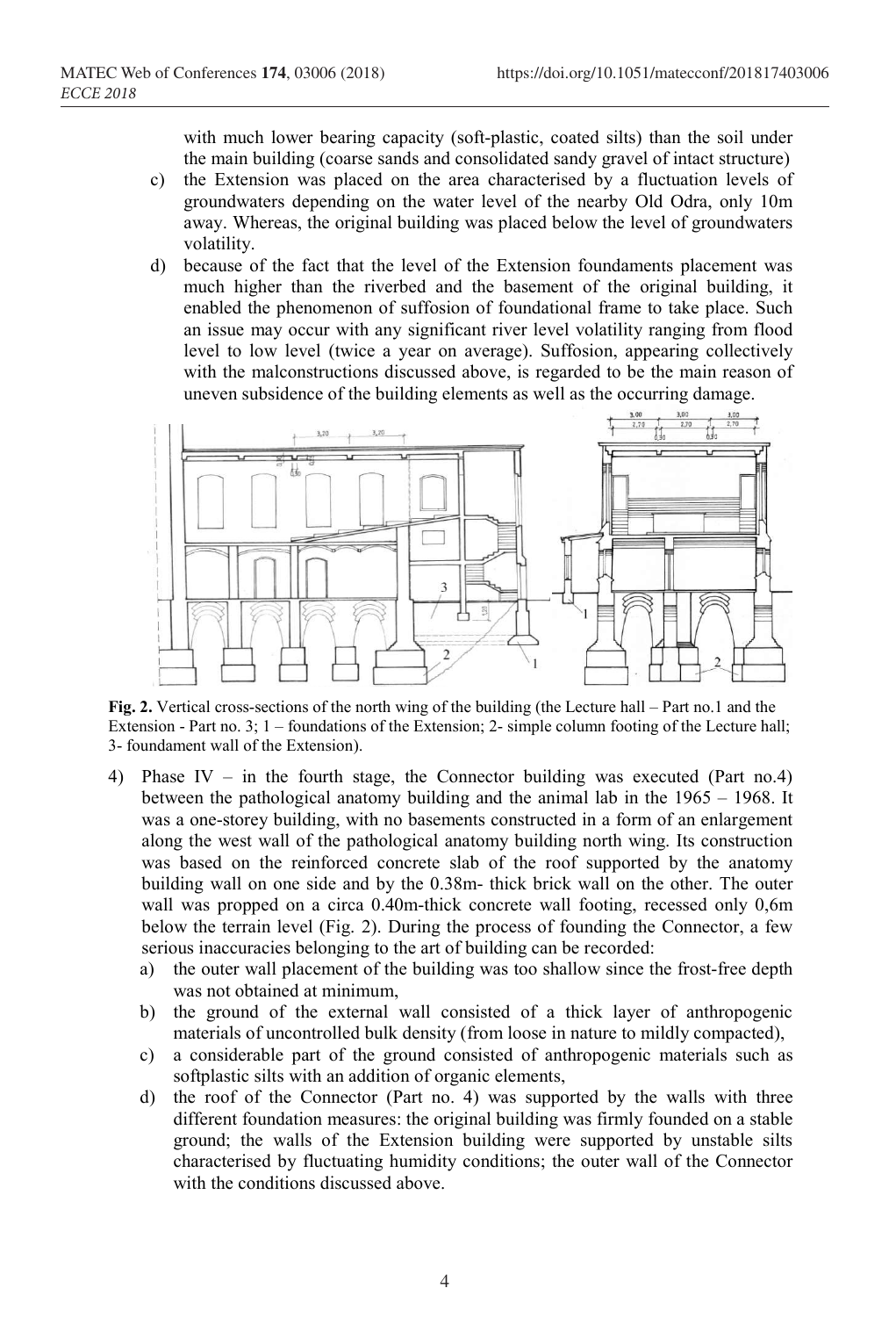with much lower bearing capacity (soft-plastic, coated silts) than the soil under the main building (coarse sands and consolidated sandy gravel of intact structure)

c) the Extension was placed on the area characterised by a fluctuation levels of groundwaters depending on the water level of the nearby Old Odra, only 10m away. Whereas, the original building was placed below the level of groundwaters volatility.

d) because of the fact that the level of the Extension foundaments placement was much higher than the riverbed and the basement of the original building, it enabled the phenomenon of suffosion of foundational frame to take place. Such an issue may occur with any significant river level volatility ranging from flood level to low level (twice a year on average). Suffosion, appearing collectively with the malconstructions discussed above, is regarded to be the main reason of uneven subsidence of the building elements as well as the occurring damage.

**Fig. 2.** Vertical cross-sections of the north wing of the building (the Lecture hall – Part no.1 and the Extension - Part no. 3; 1 – foundations of the Extension; 2- simple column footing of the Lecture hall; 3- foundament wall of the Extension).

4) Phase IV – in the fourth stage, the Connector building was executed (Part no.4) between the pathological anatomy building and the animal lab in the 1965 – 1968. It was a one-storey building, with no basements constructed in a form of an enlargement along the west wall of the pathological anatomy building north wing. Its construction was based on the reinforced concrete slab of the roof supported by the anatomy building wall on one side and by the 0.38m- thick brick wall on the other. The outer wall was propped on a circa 0.40m-thick concrete wall footing, recessed only 0,6m below the terrain level (Fig. 2). During the process of founding the Connector, a few serious inaccuracies belonging to the art of building can be recorded:

a) the outer wall placement of the building was too shallow since the frost-free depth was not obtained at minimum,

b) the ground of the external wall consisted of a thick layer of anthropogenic materials of uncontrolled bulk density (from loose in nature to mildly compacted),

c) a considerable part of the ground consisted of anthropogenic materials such as softplastic silts with an addition of organic elements,

d) the roof of the Connector (Part no. 4) was supported by the walls with three different foundation measures: the original building was firmly founded on a stable ground; the walls of the Extension building were supported by unstable silts characterised by fluctuating humidity conditions; the outer wall of the Connector with the conditions discussed above.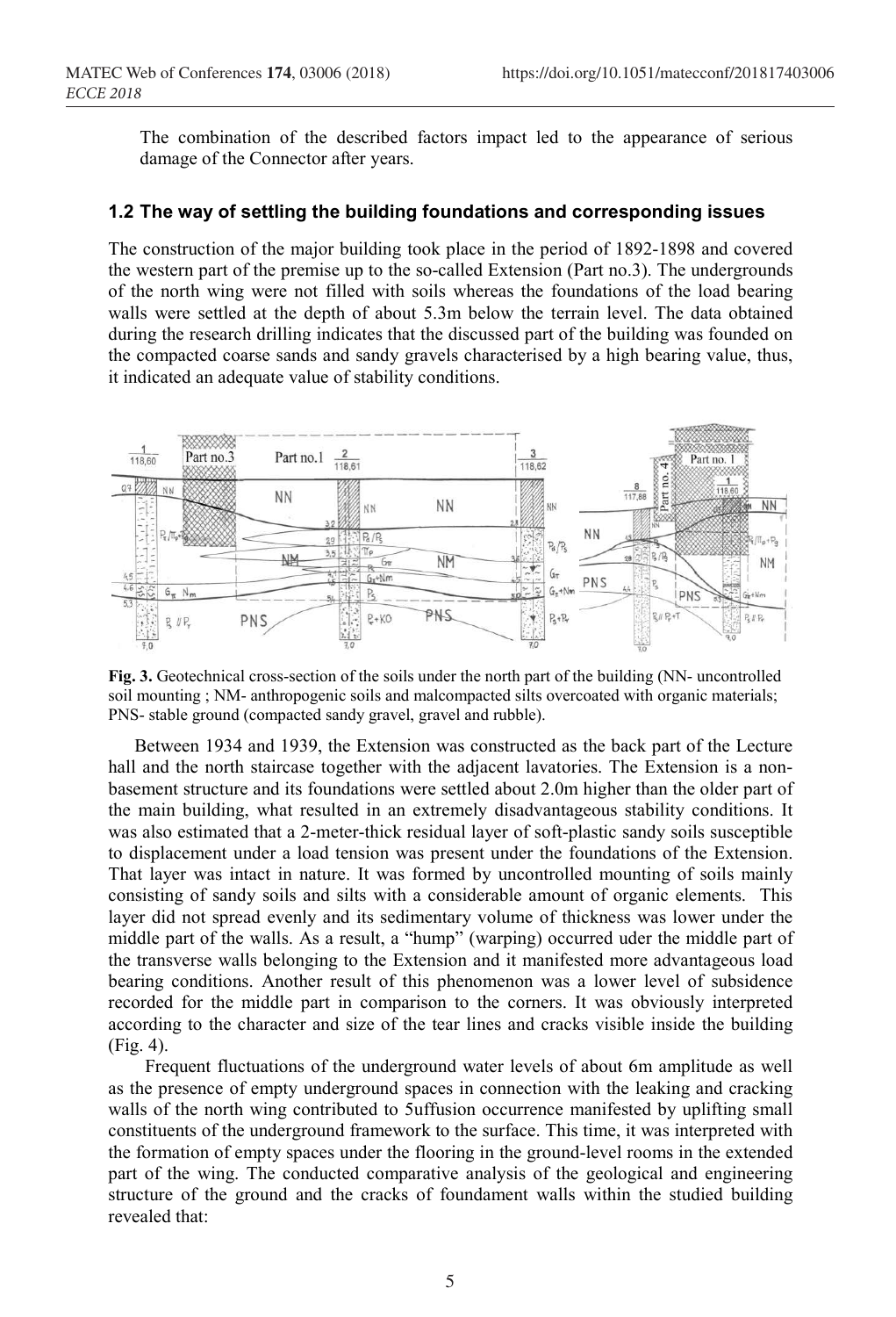The combination of the described factors impact led to the appearance of serious damage of the Connector after years.

### 1.2 The way of settling the building foundations and corresponding issues

The construction of the major building took place in the period of 1892-1898 and covered the western part of the premise up to the so-called Extension (Part no.3). The undergrounds of the north wing were not filled with soils whereas the foundations of the load bearing walls were settled at the depth of about 5.3m below the terrain level. The data obtained during the research drilling indicates that the discussed part of the building was founded on the compacted coarse sands and sandy gravels characterised by a high bearing value, thus, it indicated an adequate value of stability conditions.

**Fig. 3.** Geotechnical cross-section of the soils under the north part of the building (NN- uncontrolled soil mounting ; NM- anthropogenic soils and malcompacted silts overcoated with organic materials; PNS- stable ground (compacted sandy gravel, gravel and rubble).

Between 1934 and 1939, the Extension was constructed as the back part of the Lecture hall and the north staircase together with the adjacent lavatories. The Extension is a non-basement structure and its foundations were settled about 2.0m higher than the older part of the main building, what resulted in an extremely disadvantageous stability conditions. It was also estimated that a 2-meter-thick residual layer of soft-plastic sandy soils susceptible to displacement under a load tension was present under the foundations of the Extension. That layer was intact in nature. It was formed by uncontrolled mounting of soils mainly consisting of sandy soils and silts with a considerable amount of organic elements. This layer did not spread evenly and its sedimentary volume of thickness was lower under the middle part of the walls. As a result, a "hump" (warping) occurred uder the middle part of the transverse walls belonging to the Extension and it manifested more advantageous load bearing conditions. Another result of this phenomenon was a lower level of subsidence recorded for the middle part in comparison to the corners. It was obviously interpreted according to the character and size of the tear lines and cracks visible inside the building (Fig. 4).

Frequent fluctuations of the underground water levels of about 6m amplitude as well as the presence of empty underground spaces in connection with the leaking and cracking walls of the north wing contributed to 5uffusion occurrence manifested by uplifting small constituents of the underground framework to the surface. This time, it was interpreted with the formation of empty spaces under the flooring in the ground-level rooms in the extended part of the wing. The conducted comparative analysis of the geological and engineering structure of the ground and the cracks of foundament walls within the studied building revealed that: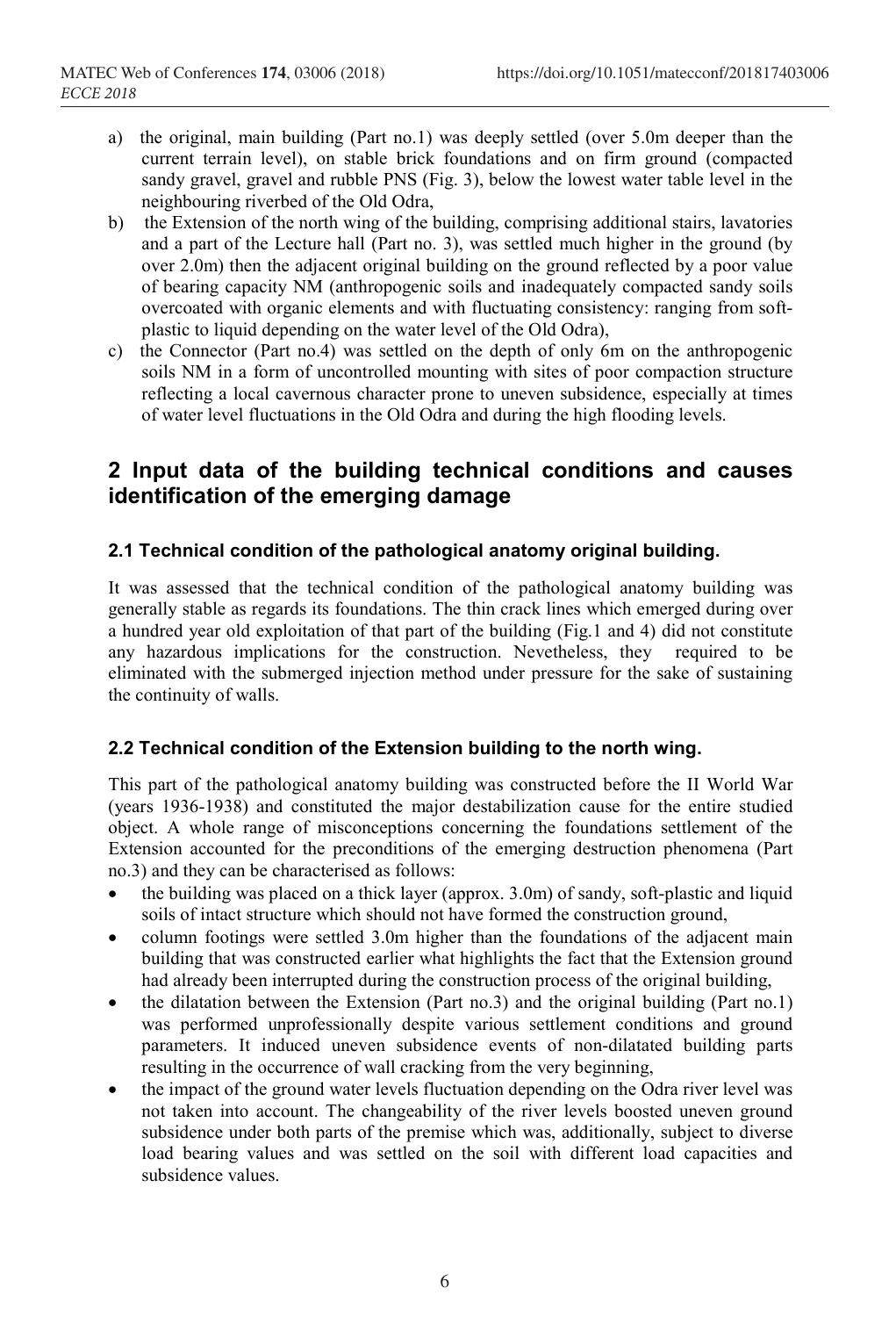a) the original, main building (Part no.1) was deeply settled (over 5.0m deeper than the current terrain level), on stable brick foundations and on firm ground (compacted sandy gravel, gravel and rubble PNS (Fig. 3), below the lowest water table level in the neighbouring riverbed of the Old Odra,

b) the Extension of the north wing of the building, comprising additional stairs, lavatories and a part of the Lecture hall (Part no. 3), was settled much higher in the ground (by over 2.0m) then the adjacent original building on the ground reflected by a poor value of bearing capacity NM (anthropogenic soils and inadequately compacted sandy soils overcoated with organic elements and with fluctuating consistency: ranging from soft-plastic to liquid depending on the water level of the Old Odra),

c) the Connector (Part no.4) was settled on the depth of only 6m on the anthropogenic soils NM in a form of uncontrolled mounting with sites of poor compaction structure reflecting a local cavernous character prone to uneven subsidence, especially at times of water level fluctuations in the Old Odra and during the high flooding levels.

## 2 Input data of the building technical conditions and causes identification of the emerging damage

### 2.1 Technical condition of the pathological anatomy original building.

It was assessed that the technical condition of the pathological anatomy building was generally stable as regards its foundations. The thin crack lines which emerged during over a hundred year old exploitation of that part of the building (Fig.1 and 4) did not constitute any hazardous implications for the construction. Nevetheless, they required to be eliminated with the submerged injection method under pressure for the sake of sustaining the continuity of walls.

### 2.2 Technical condition of the Extension building to the north wing.

This part of the pathological anatomy building was constructed before the II World War (years 1936-1938) and constituted the major destabilization cause for the entire studied object. A whole range of misconceptions concerning the foundations settlement of the Extension accounted for the preconditions of the emerging destruction phenomena (Part no.3) and they can be characterised as follows:

- the building was placed on a thick layer (approx. 3.0m) of sandy, soft-plastic and liquid soils of intact structure which should not have formed the construction ground,
- column footings were settled 3.0m higher than the foundations of the adjacent main building that was constructed earlier what highlights the fact that the Extension ground had already been interrupted during the construction process of the original building,
- the dilatation between the Extension (Part no.3) and the original building (Part no.1) was performed unprofessionally despite various settlement conditions and ground parameters. It induced uneven subsidence events of non-dilatated building parts resulting in the occurrence of wall cracking from the very beginning,
- the impact of the ground water levels fluctuation depending on the Odra river level was not taken into account. The changeability of the river levels boosted uneven ground subsidence under both parts of the premise which was, additionally, subject to diverse load bearing values and was settled on the soil with different load capacities and subsidence values.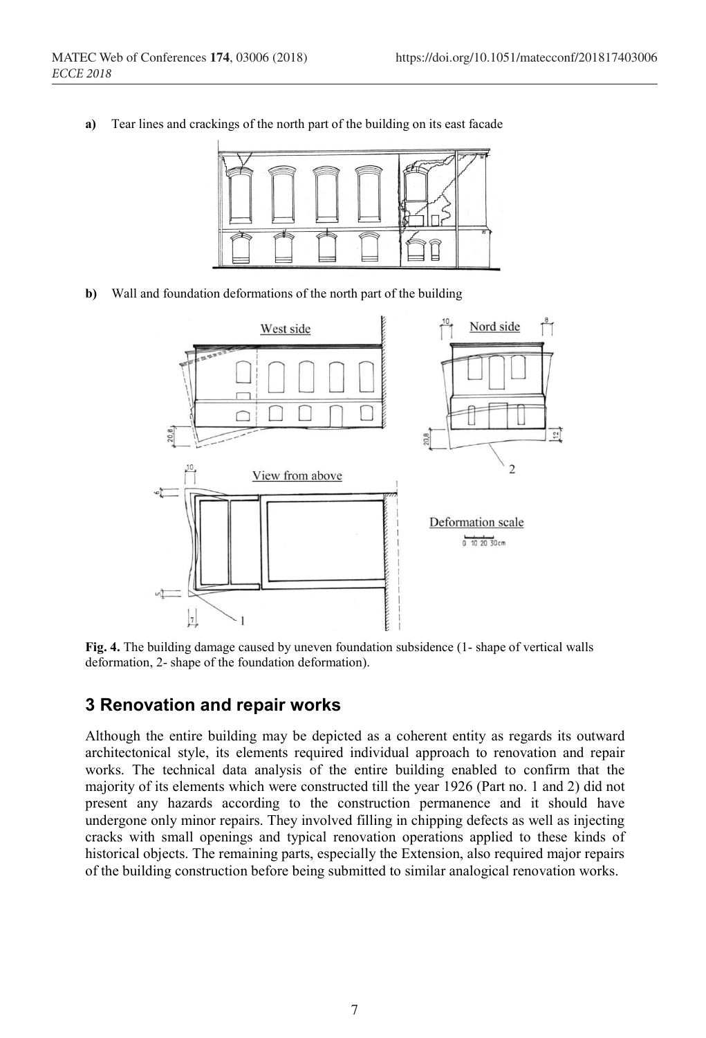**a)** Tear lines and crackings of the north part of the building on its east facade

**b)** Wall and foundation deformations of the north part of the building

**Fig. 4.** The building damage caused by uneven foundation subsidence (1- shape of vertical walls deformation, 2- shape of the foundation deformation).

## 3 Renovation and repair works

Although the entire building may be depicted as a coherent entity as regards its outward architectonical style, its elements required individual approach to renovation and repair works. The technical data analysis of the entire building enabled to confirm that the majority of its elements which were constructed till the year 1926 (Part no. 1 and 2) did not present any hazards according to the construction permanence and it should have undergone only minor repairs. They involved filling in chipping defects as well as injecting cracks with small openings and typical renovation operations applied to these kinds of historical objects. The remaining parts, especially the Extension, also required major repairs of the building construction before being submitted to similar analogical renovation works.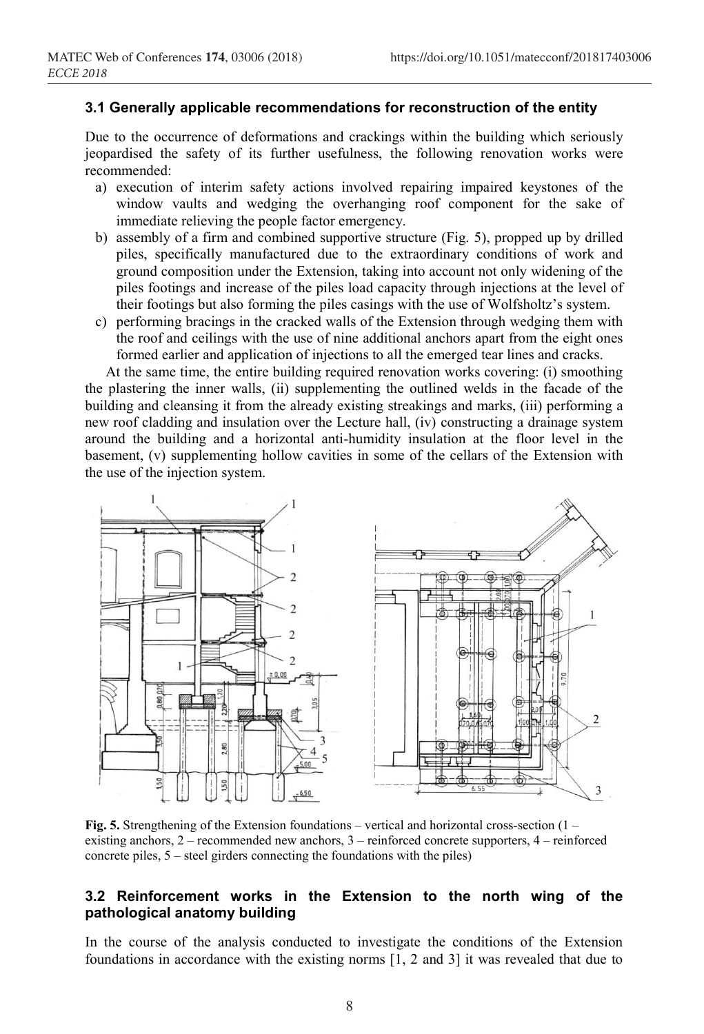### 3.1 Generally applicable recommendations for reconstruction of the entity

Due to the occurrence of deformations and crackings within the building which seriously jeopardised the safety of its further usefulness, the following renovation works were recommended:

a) execution of interim safety actions involved repairing impaired keystones of the window vaults and wedging the overhanging roof component for the sake of immediate relieving the people factor emergency.
b) assembly of a firm and combined supportive structure (Fig. 5), propped up by drilled piles, specifically manufactured due to the extraordinary conditions of work and ground composition under the Extension, taking into account not only widening of the piles footings and increase of the piles load capacity through injections at the level of their footings but also forming the piles casings with the use of Wolfsholtz's system.
c) performing bracings in the cracked walls of the Extension through wedging them with the roof and ceilings with the use of nine additional anchors apart from the eight ones formed earlier and application of injections to all the emerged tear lines and cracks.

At the same time, the entire building required renovation works covering: (i) smoothing the plastering the inner walls, (ii) supplementing the outlined welds in the facade of the building and cleansing it from the already existing streakings and marks, (iii) performing a new roof cladding and insulation over the Lecture hall, (iv) constructing a drainage system around the building and a horizontal anti-humidity insulation at the floor level in the basement, (v) supplementing hollow cavities in some of the cellars of the Extension with the use of the injection system.

**Fig. 5.** Strengthening of the Extension foundations – vertical and horizontal cross-section (1 – existing anchors, 2 – recommended new anchors, 3 – reinforced concrete supporters, 4 – reinforced concrete piles, 5 – steel girders connecting the foundations with the piles)

### 3.2 Reinforcement works in the Extension to the north wing of the pathological anatomy building

In the course of the analysis conducted to investigate the conditions of the Extension foundations in accordance with the existing norms [1, 2 and 3] it was revealed that due to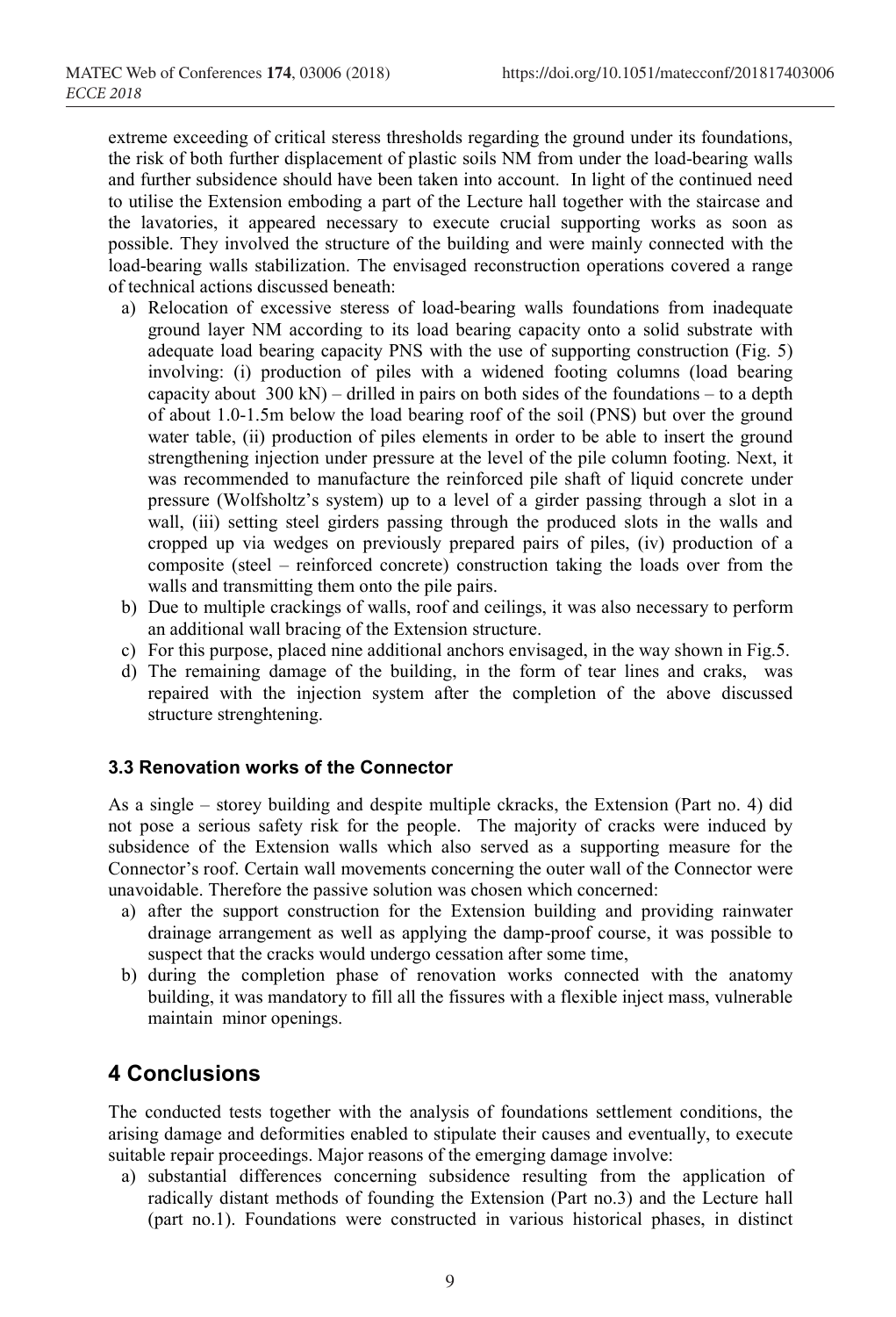extreme exceeding of critical steress thresholds regarding the ground under its foundations, the risk of both further displacement of plastic soils NM from under the load-bearing walls and further subsidence should have been taken into account. In light of the continued need to utilise the Extension embodying a part of the Lecture hall together with the staircase and the lavatories, it appeared necessary to execute crucial supporting works as soon as possible. They involved the structure of the building and were mainly connected with the load-bearing walls stabilization. The envisaged reconstruction operations covered a range of technical actions discussed beneath:

a) Relocation of excessive steress of load-bearing walls foundations from inadequate ground layer NM according to its load bearing capacity onto a solid substrate with adequate load bearing capacity PNS with the use of supporting construction (Fig. 5) involving: (i) production of piles with a widened footing columns (load bearing capacity about 300 kN) – drilled in pairs on both sides of the foundations – to a depth of about 1.0-1.5m below the load bearing roof of the soil (PNS) but over the ground water table, (ii) production of piles elements in order to be able to insert the ground strengthening injection under pressure at the level of the pile column footing. Next, it was recommended to manufacture the reinforced pile shaft of liquid concrete under pressure (Wolfsholtz's system) up to a level of a girder passing through a slot in a wall, (iii) setting steel girders passing through the produced slots in the walls and cropped up via wedges on previously prepared pairs of piles, (iv) production of a composite (steel – reinforced concrete) construction taking the loads over from the walls and transmitting them onto the pile pairs.
b) Due to multiple crackings of walls, roof and ceilings, it was also necessary to perform an additional wall bracing of the Extension structure.
c) For this purpose, placed nine additional anchors envisaged, in the way shown in Fig.5.
d) The remaining damage of the building, in the form of tear lines and craks, was repaired with the injection system after the completion of the above discussed structure strenghtening.

### 3.3 Renovation works of the Connector

As a single – storey building and despite multiple ckracks, the Extension (Part no. 4) did not pose a serious safety risk for the people. The majority of cracks were induced by subsidence of the Extension walls which also served as a supporting measure for the Connector's roof. Certain wall movements concerning the outer wall of the Connector were unavoidable. Therefore the passive solution was chosen which concerned:

a) after the support construction for the Extension building and providing rainwater drainage arrangement as well as applying the damp-proof course, it was possible to suspect that the cracks would undergo cessation after some time,
b) during the completion phase of renovation works connected with the anatomy building, it was mandatory to fill all the fissures with a flexible inject mass, vulnerable maintain minor openings.

## 4 Conclusions

The conducted tests together with the analysis of foundations settlement conditions, the arising damage and deformities enabled to stipulate their causes and eventually, to execute suitable repair proceedings. Major reasons of the emerging damage involve:

a) substantial differences concerning subsidence resulting from the application of radically distant methods of founding the Extension (Part no.3) and the Lecture hall (part no.1). Foundations were constructed in various historical phases, in distinct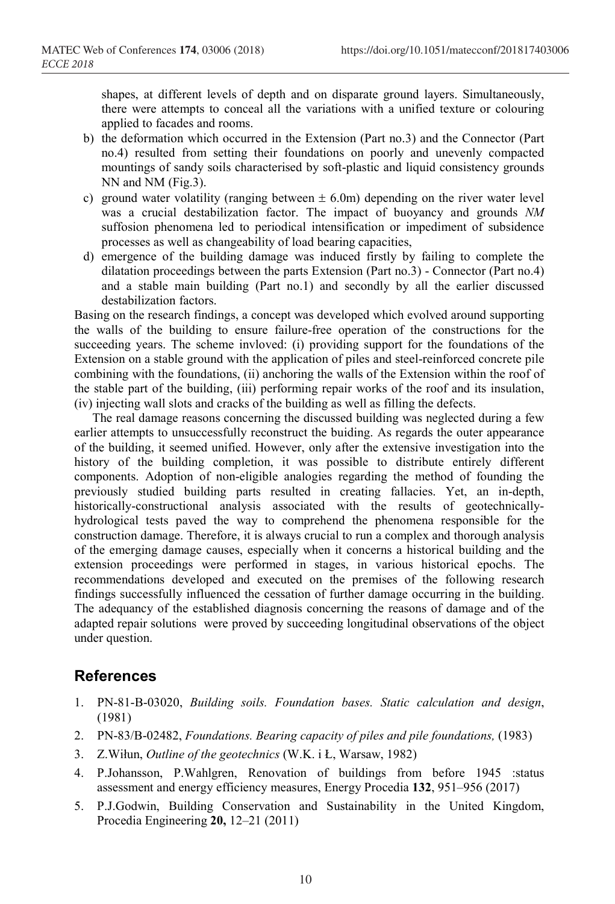shapes, at different levels of depth and on disparate ground layers. Simultaneously, there were attempts to conceal all the variations with a unified texture or colouring applied to facades and rooms.

b) the deformation which occurred in the Extension (Part no.3) and the Connector (Part no.4) resulted from setting their foundations on poorly and unevenly compacted mountings of sandy soils characterised by soft-plastic and liquid consistency grounds NN and NM (Fig.3).

c) ground water volatility (ranging between ± 6.0m) depending on the river water level was a crucial destabilization factor. The impact of buoyancy and grounds *NM* suffosion phenomena led to periodical intensification or impediment of subsidence processes as well as changeability of load bearing capacities,

d) emergence of the building damage was induced firstly by failing to complete the dilatation proceedings between the parts Extension (Part no.3) - Connector (Part no.4) and a stable main building (Part no.1) and secondly by all the earlier discussed destabilization factors.

Basing on the research findings, a concept was developed which evolved around supporting the walls of the building to ensure failure-free operation of the constructions for the succeeding years. The scheme invloved: (i) providing support for the foundations of the Extension on a stable ground with the application of piles and steel-reinforced concrete pile combining with the foundations, (ii) anchoring the walls of the Extension within the roof of the stable part of the building, (iii) performing repair works of the roof and its insulation, (iv) injecting wall slots and cracks of the building as well as filling the defects.

The real damage reasons concerning the discussed building was neglected during a few earlier attempts to unsuccessfully reconstruct the buiding. As regards the outer appearance of the building, it seemed unified. However, only after the extensive investigation into the history of the building completion, it was possible to distribute entirely different components. Adoption of non-eligible analogies regarding the method of founding the previously studied building parts resulted in creating fallacies. Yet, an in-depth, historically-constructional analysis associated with the results of geotechnically-hydrological tests paved the way to comprehend the phenomena responsible for the construction damage. Therefore, it is always crucial to run a complex and thorough analysis of the emerging damage causes, especially when it concerns a historical building and the extension proceedings were performed in stages, in various historical epochs. The recommendations developed and executed on the premises of the following research findings successfully influenced the cessation of further damage occurring in the building. The adequancy of the established diagnosis concerning the reasons of damage and of the adapted repair solutions were proved by succeeding longitudinal observations of the object under question.

## References

1. PN-81-B-03020, *Building soils. Foundation bases. Static calculation and design*, (1981)
2. PN-83/B-02482, *Foundations. Bearing capacity of piles and pile foundations,* (1983)
3. Z.Wiłun, *Outline of the geotechnics* (W.K. i Ł, Warsaw, 1982)
4. P.Johansson, P.Wahlgren, Renovation of buildings from before 1945 :status assessment and energy efficiency measures, Energy Procedia **132**, 951–956 (2017)
5. P.J.Godwin, Building Conservation and Sustainability in the United Kingdom, Procedia Engineering **20,** 12–21 (2011)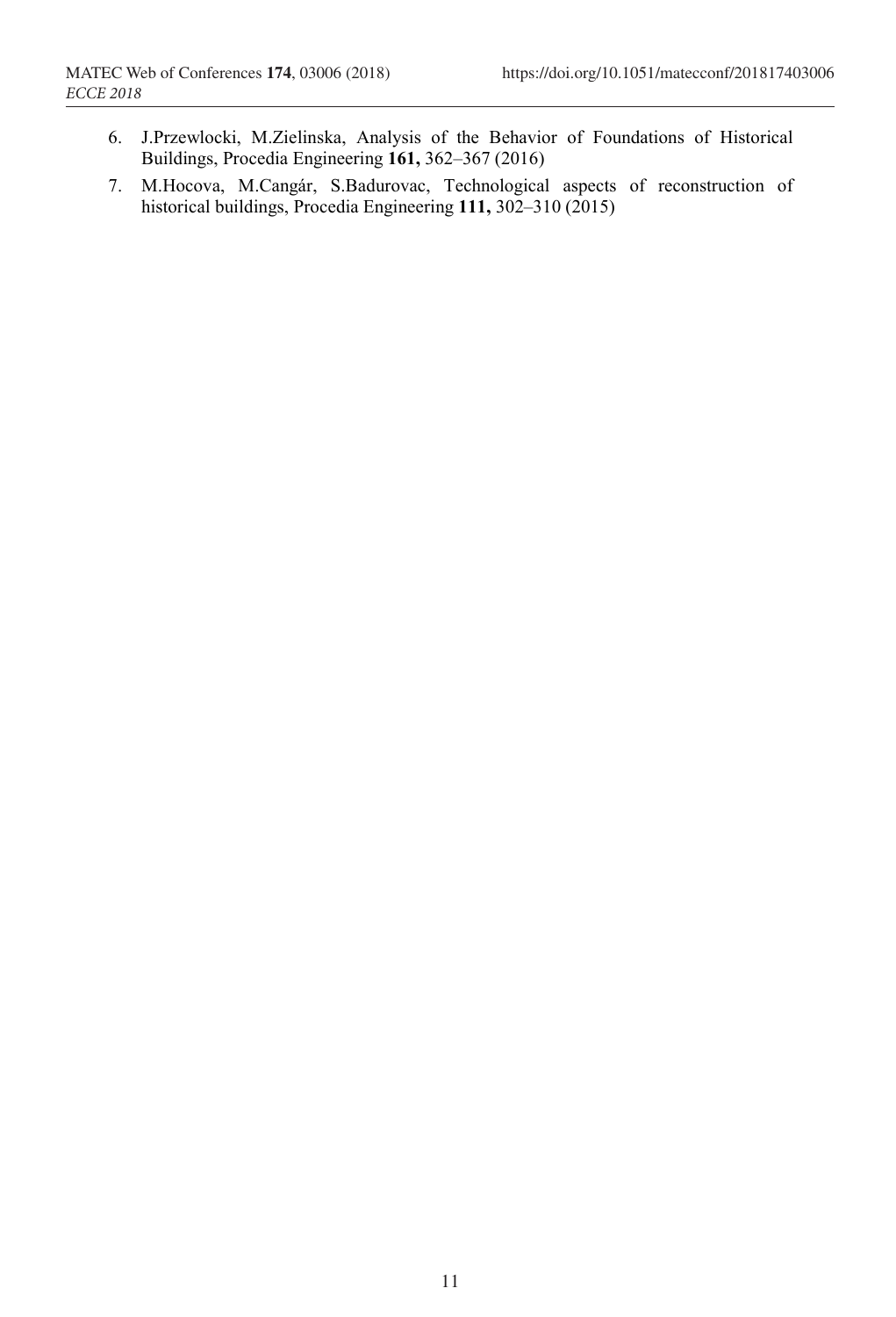6. J.Przewlocki, M.Zielinska, Analysis of the Behavior of Foundations of Historical Buildings, Procedia Engineering **161,** 362–367 (2016)
7. M.Hocova, M.Cangár, S.Badurovac, Technological aspects of reconstruction of historical buildings, Procedia Engineering **111,** 302–310 (2015)